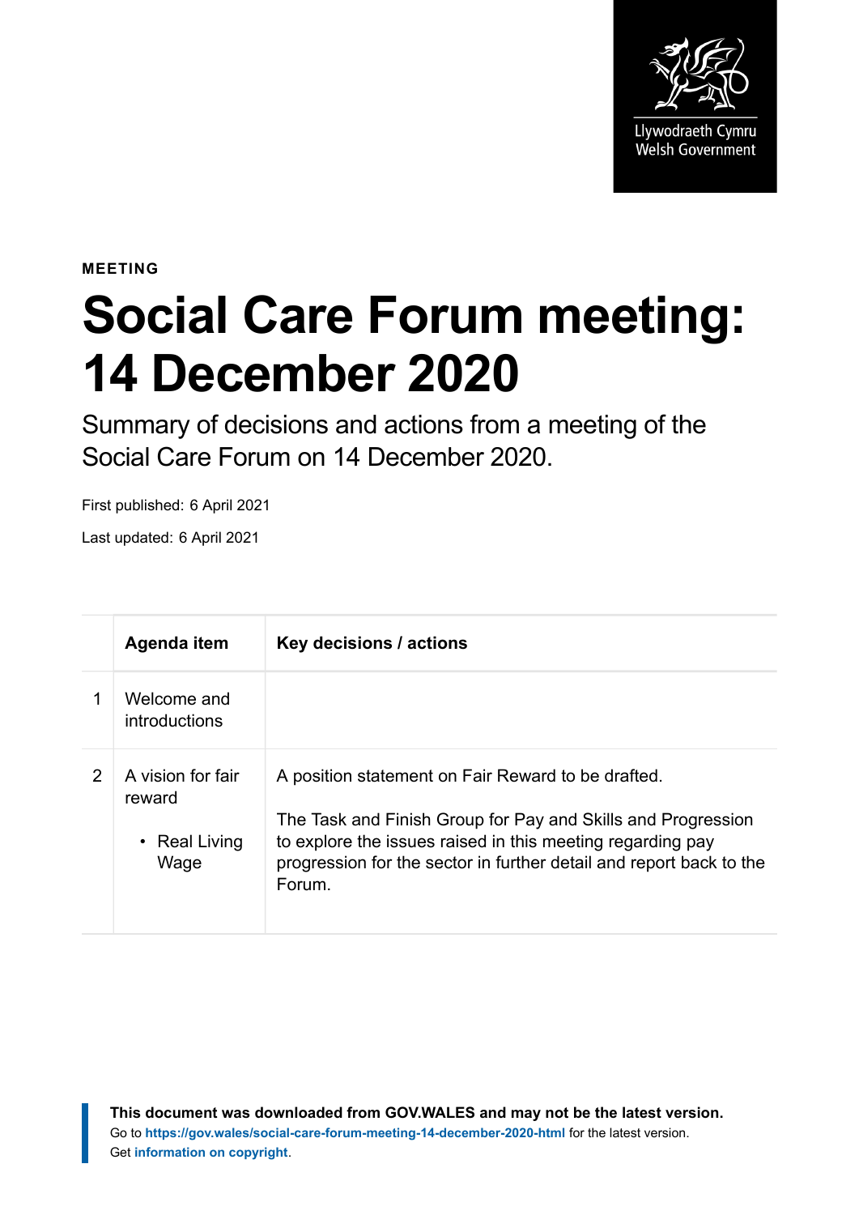MEETING

# Social Care Forum meeting: 14 December 2020

Summary of decisions and actions from a meeting of the Social Care Forum on 14 December 2020.

First published: 6 April 2021

Last updated: 6 April 2021

| | Agenda item | Key decisions / actions |
|---|---|---|
| 1 | Welcome and introductions | |
| 2 | A vision for fair reward<br>• Real Living Wage | A position statement on Fair Reward to be drafted.<br><br>The Task and Finish Group for Pay and Skills and Progression to explore the issues raised in this meeting regarding pay progression for the sector in further detail and report back to the Forum. |

**This document was downloaded from GOV.WALES and may not be the latest version.**
Go to **https://gov.wales/social-care-forum-meeting-14-december-2020-html** for the latest version.
Get **information on copyright**.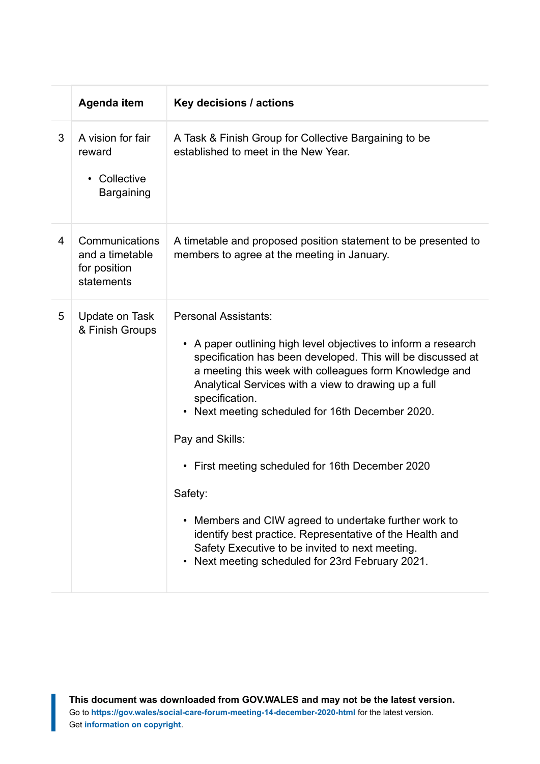| | Agenda item | Key decisions / actions |
|---|---|---|
| 3 | A vision for fair reward<br><br>• Collective Bargaining | A Task & Finish Group for Collective Bargaining to be established to meet in the New Year. |
| 4 | Communications and a timetable for position statements | A timetable and proposed position statement to be presented to members to agree at the meeting in January. |
| 5 | Update on Task & Finish Groups | Personal Assistants:<br><br>• A paper outlining high level objectives to inform a research specification has been developed. This will be discussed at a meeting this week with colleagues form Knowledge and Analytical Services with a view to drawing up a full specification.<br>• Next meeting scheduled for 16th December 2020.<br><br>Pay and Skills:<br><br>• First meeting scheduled for 16th December 2020<br><br>Safety:<br><br>• Members and CIW agreed to undertake further work to identify best practice. Representative of the Health and Safety Executive to be invited to next meeting.<br>• Next meeting scheduled for 23rd February 2021. |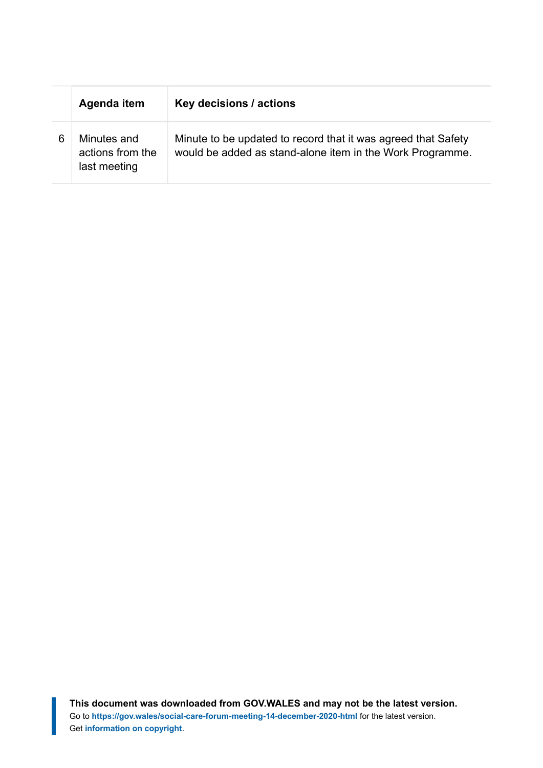| | Agenda item | Key decisions / actions |
|---|---|---|
| 6 | Minutes and actions from the last meeting | Minute to be updated to record that it was agreed that Safety would be added as stand-alone item in the Work Programme. |

**This document was downloaded from GOV.WALES and may not be the latest version.**
Go to **https://gov.wales/social-care-forum-meeting-14-december-2020-html** for the latest version.
Get **information on copyright**.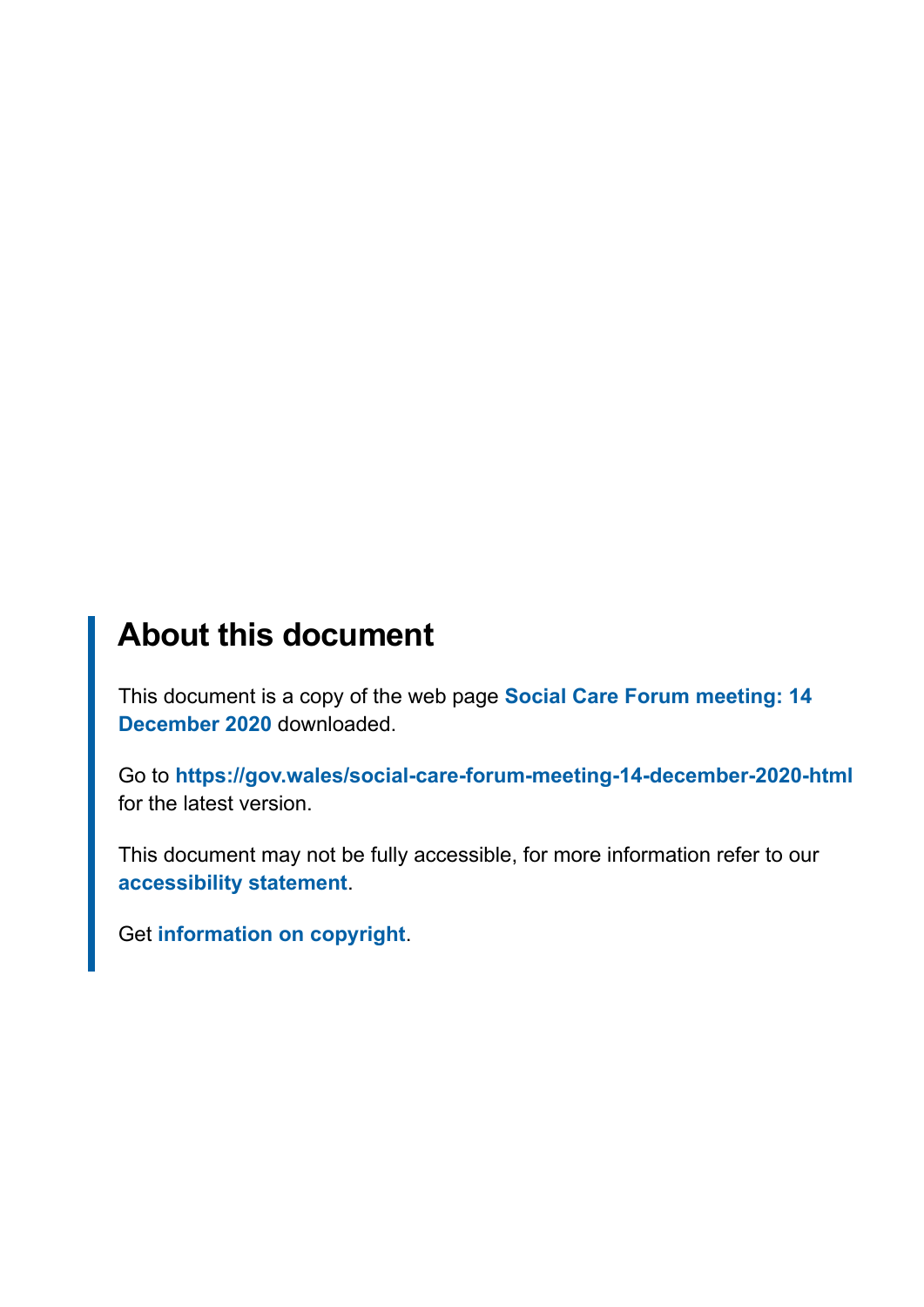## About this document

This document is a copy of the web page **Social Care Forum meeting: 14 December 2020** downloaded.

Go to **https://gov.wales/social-care-forum-meeting-14-december-2020-html** for the latest version.

This document may not be fully accessible, for more information refer to our **accessibility statement**.

Get **information on copyright**.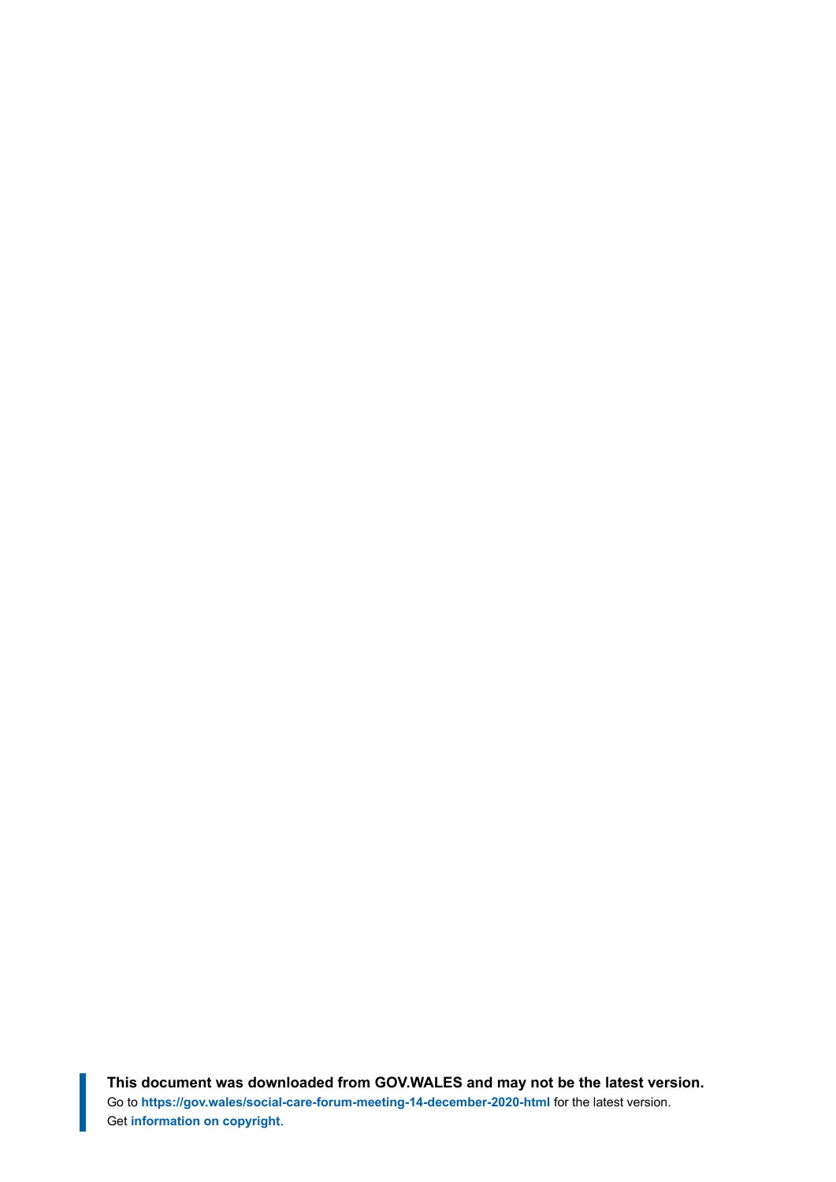**This document was downloaded from GOV.WALES and may not be the latest version.**
Go to **https://gov.wales/social-care-forum-meeting-14-december-2020-html** for the latest version.
Get **information on copyright**.